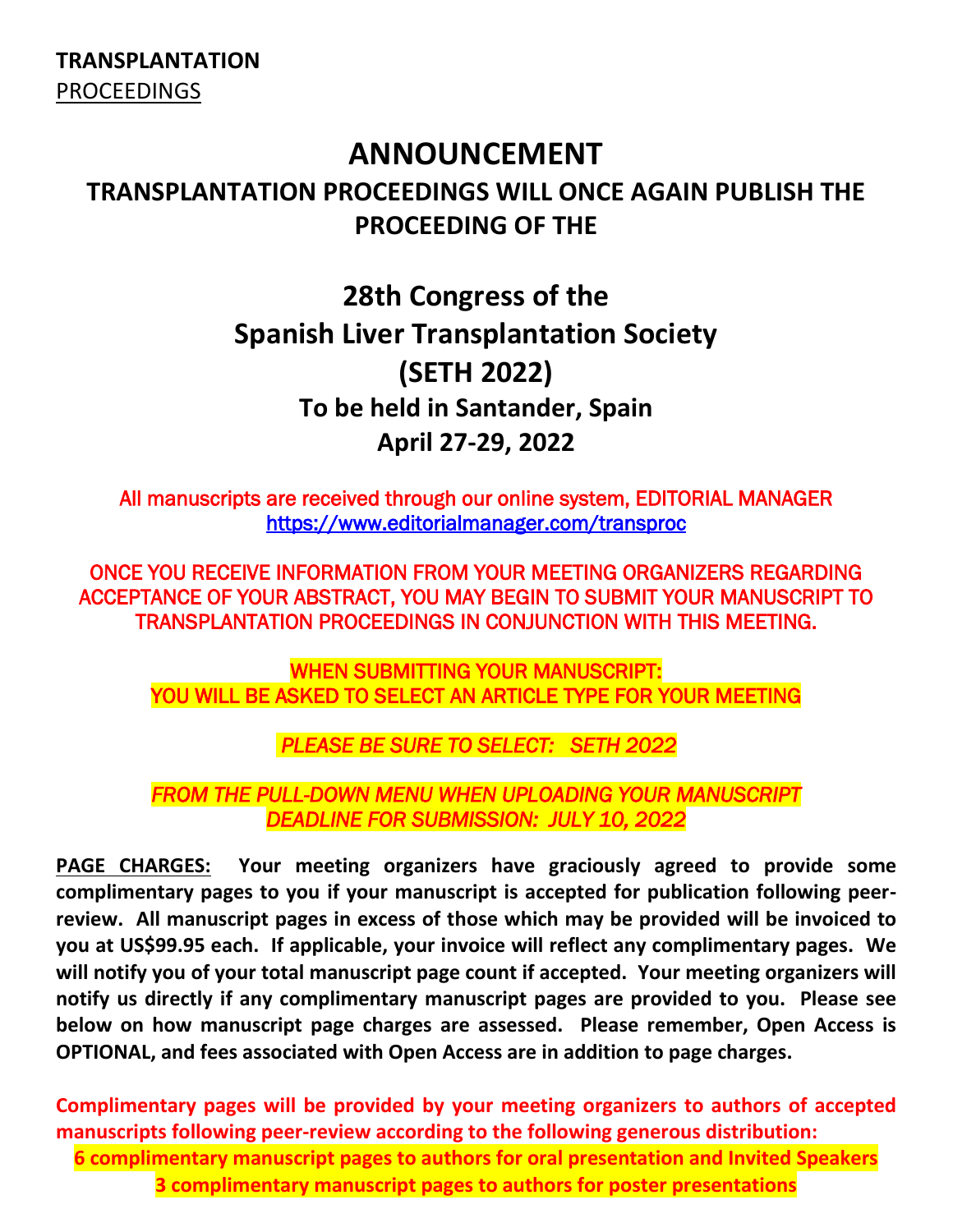**TRANSPLANTATION**
PROCEEDINGS

# ANNOUNCEMENT

## TRANSPLANTATION PROCEEDINGS WILL ONCE AGAIN PUBLISH THE PROCEEDING OF THE

## 28th Congress of the Spanish Liver Transplantation Society (SETH 2022)

### To be held in Santander, Spain April 27-29, 2022

All manuscripts are received through our online system, EDITORIAL MANAGER
https://www.editorialmanager.com/transproc

ONCE YOU RECEIVE INFORMATION FROM YOUR MEETING ORGANIZERS REGARDING ACCEPTANCE OF YOUR ABSTRACT, YOU MAY BEGIN TO SUBMIT YOUR MANUSCRIPT TO TRANSPLANTATION PROCEEDINGS IN CONJUNCTION WITH THIS MEETING.

WHEN SUBMITTING YOUR MANUSCRIPT:
YOU WILL BE ASKED TO SELECT AN ARTICLE TYPE FOR YOUR MEETING

*PLEASE BE SURE TO SELECT: SETH 2022*

*FROM THE PULL-DOWN MENU WHEN UPLOADING YOUR MANUSCRIPT*
*DEADLINE FOR SUBMISSION: JULY 10, 2022*

**PAGE CHARGES: Your meeting organizers have graciously agreed to provide some complimentary pages to you if your manuscript is accepted for publication following peer-review. All manuscript pages in excess of those which may be provided will be invoiced to you at US$99.95 each. If applicable, your invoice will reflect any complimentary pages. We will notify you of your total manuscript page count if accepted. Your meeting organizers will notify us directly if any complimentary manuscript pages are provided to you. Please see below on how manuscript page charges are assessed. Please remember, Open Access is OPTIONAL, and fees associated with Open Access are in addition to page charges.**

**Complimentary pages will be provided by your meeting organizers to authors of accepted manuscripts following peer-review according to the following generous distribution:**

**6 complimentary manuscript pages to authors for oral presentation and Invited Speakers**
**3 complimentary manuscript pages to authors for poster presentations**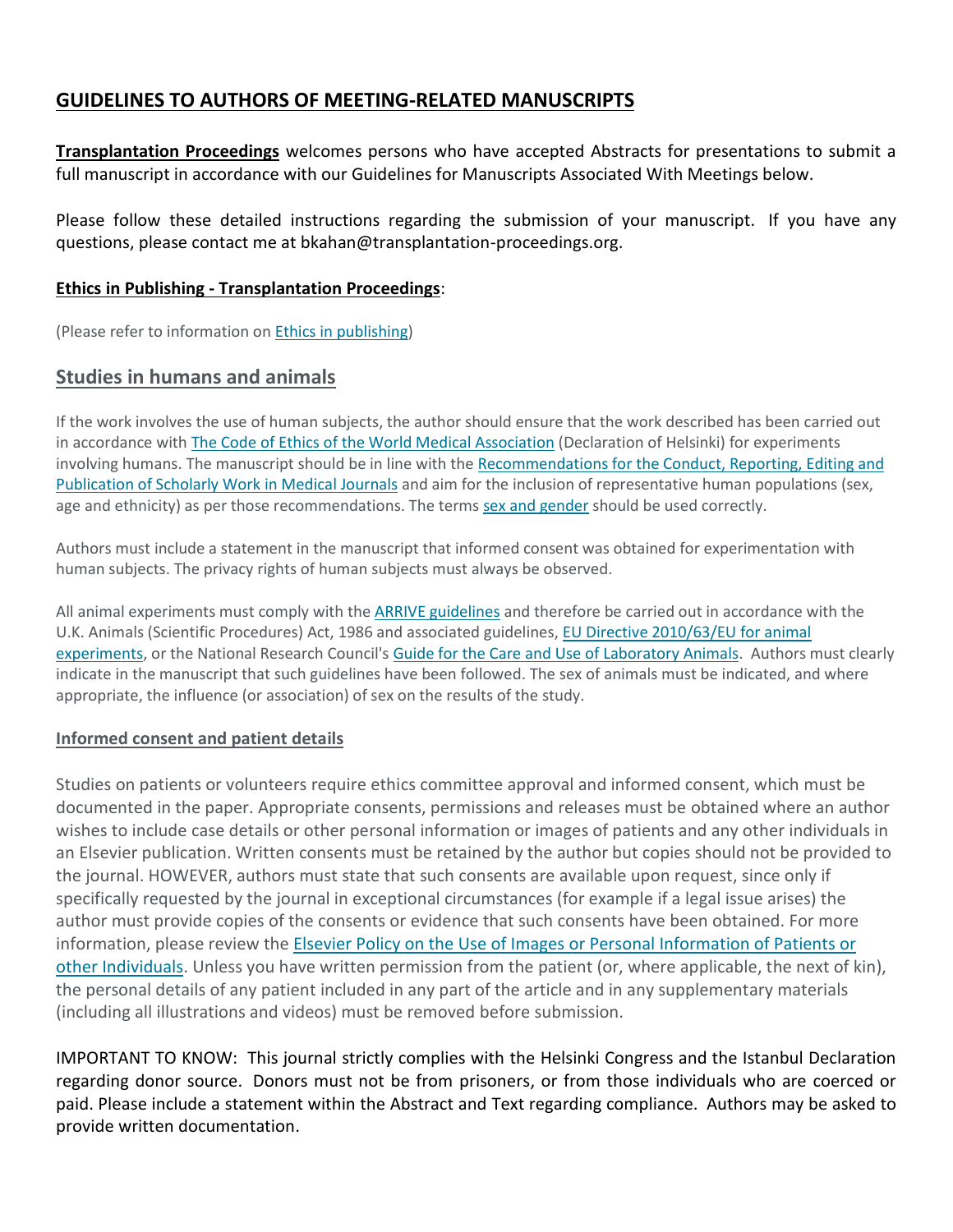## GUIDELINES TO AUTHORS OF MEETING-RELATED MANUSCRIPTS

**Transplantation Proceedings** welcomes persons who have accepted Abstracts for presentations to submit a full manuscript in accordance with our Guidelines for Manuscripts Associated With Meetings below.

Please follow these detailed instructions regarding the submission of your manuscript. If you have any questions, please contact me at bkahan@transplantation-proceedings.org.

**Ethics in Publishing - Transplantation Proceedings**:

(Please refer to information on Ethics in publishing)

### Studies in humans and animals

If the work involves the use of human subjects, the author should ensure that the work described has been carried out in accordance with The Code of Ethics of the World Medical Association (Declaration of Helsinki) for experiments involving humans. The manuscript should be in line with the Recommendations for the Conduct, Reporting, Editing and Publication of Scholarly Work in Medical Journals and aim for the inclusion of representative human populations (sex, age and ethnicity) as per those recommendations. The terms sex and gender should be used correctly.

Authors must include a statement in the manuscript that informed consent was obtained for experimentation with human subjects. The privacy rights of human subjects must always be observed.

All animal experiments must comply with the ARRIVE guidelines and therefore be carried out in accordance with the U.K. Animals (Scientific Procedures) Act, 1986 and associated guidelines, EU Directive 2010/63/EU for animal experiments, or the National Research Council's Guide for the Care and Use of Laboratory Animals. Authors must clearly indicate in the manuscript that such guidelines have been followed. The sex of animals must be indicated, and where appropriate, the influence (or association) of sex on the results of the study.

#### Informed consent and patient details

Studies on patients or volunteers require ethics committee approval and informed consent, which must be documented in the paper. Appropriate consents, permissions and releases must be obtained where an author wishes to include case details or other personal information or images of patients and any other individuals in an Elsevier publication. Written consents must be retained by the author but copies should not be provided to the journal. HOWEVER, authors must state that such consents are available upon request, since only if specifically requested by the journal in exceptional circumstances (for example if a legal issue arises) the author must provide copies of the consents or evidence that such consents have been obtained. For more information, please review the Elsevier Policy on the Use of Images or Personal Information of Patients or other Individuals. Unless you have written permission from the patient (or, where applicable, the next of kin), the personal details of any patient included in any part of the article and in any supplementary materials (including all illustrations and videos) must be removed before submission.

IMPORTANT TO KNOW: This journal strictly complies with the Helsinki Congress and the Istanbul Declaration regarding donor source. Donors must not be from prisoners, or from those individuals who are coerced or paid. Please include a statement within the Abstract and Text regarding compliance. Authors may be asked to provide written documentation.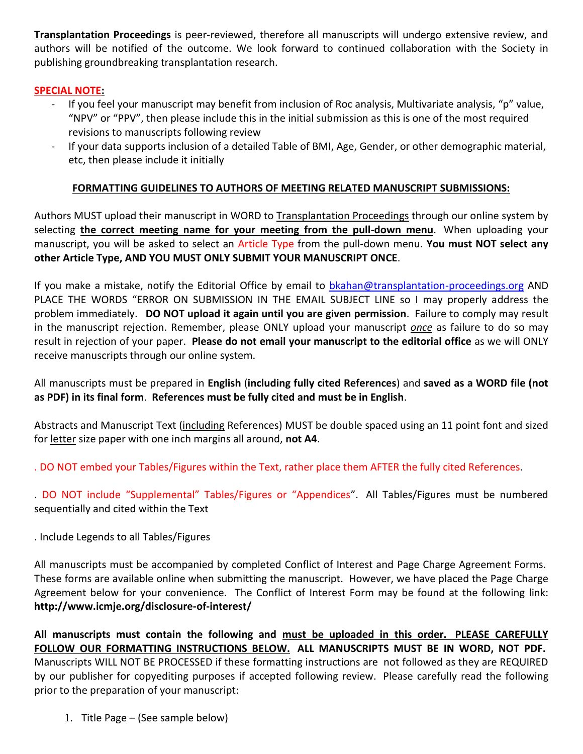**Transplantation Proceedings** is peer-reviewed, therefore all manuscripts will undergo extensive review, and authors will be notified of the outcome. We look forward to continued collaboration with the Society in publishing groundbreaking transplantation research.

**SPECIAL NOTE:**

- If you feel your manuscript may benefit from inclusion of Roc analysis, Multivariate analysis, "p" value, "NPV" or "PPV", then please include this in the initial submission as this is one of the most required revisions to manuscripts following review
- If your data supports inclusion of a detailed Table of BMI, Age, Gender, or other demographic material, etc, then please include it initially

**FORMATTING GUIDELINES TO AUTHORS OF MEETING RELATED MANUSCRIPT SUBMISSIONS:**

Authors MUST upload their manuscript in WORD to Transplantation Proceedings through our online system by selecting **the correct meeting name for your meeting from the pull-down menu**. When uploading your manuscript, you will be asked to select an Article Type from the pull-down menu. **You must NOT select any other Article Type, AND YOU MUST ONLY SUBMIT YOUR MANUSCRIPT ONCE**.

If you make a mistake, notify the Editorial Office by email to bkahan@transplantation-proceedings.org AND PLACE THE WORDS "ERROR ON SUBMISSION IN THE EMAIL SUBJECT LINE so I may properly address the problem immediately. **DO NOT upload it again until you are given permission**. Failure to comply may result in the manuscript rejection. Remember, please ONLY upload your manuscript ***once*** as failure to do so may result in rejection of your paper. **Please do not email your manuscript to the editorial office** as we will ONLY receive manuscripts through our online system.

All manuscripts must be prepared in **English** (**including fully cited References**) and **saved as a WORD file (not as PDF) in its final form**. **References must be fully cited and must be in English**.

Abstracts and Manuscript Text (including References) MUST be double spaced using an 11 point font and sized for letter size paper with one inch margins all around, **not A4**.

. DO NOT embed your Tables/Figures within the Text, rather place them AFTER the fully cited References.

. DO NOT include "Supplemental" Tables/Figures or "Appendices". All Tables/Figures must be numbered sequentially and cited within the Text

. Include Legends to all Tables/Figures

All manuscripts must be accompanied by completed Conflict of Interest and Page Charge Agreement Forms. These forms are available online when submitting the manuscript. However, we have placed the Page Charge Agreement below for your convenience. The Conflict of Interest Form may be found at the following link: **http://www.icmje.org/disclosure-of-interest/**

**All manuscripts must contain the following and must be uploaded in this order. PLEASE CAREFULLY FOLLOW OUR FORMATTING INSTRUCTIONS BELOW. ALL MANUSCRIPTS MUST BE IN WORD, NOT PDF.** Manuscripts WILL NOT BE PROCESSED if these formatting instructions are not followed as they are REQUIRED by our publisher for copyediting purposes if accepted following review. Please carefully read the following prior to the preparation of your manuscript:

1. Title Page – (See sample below)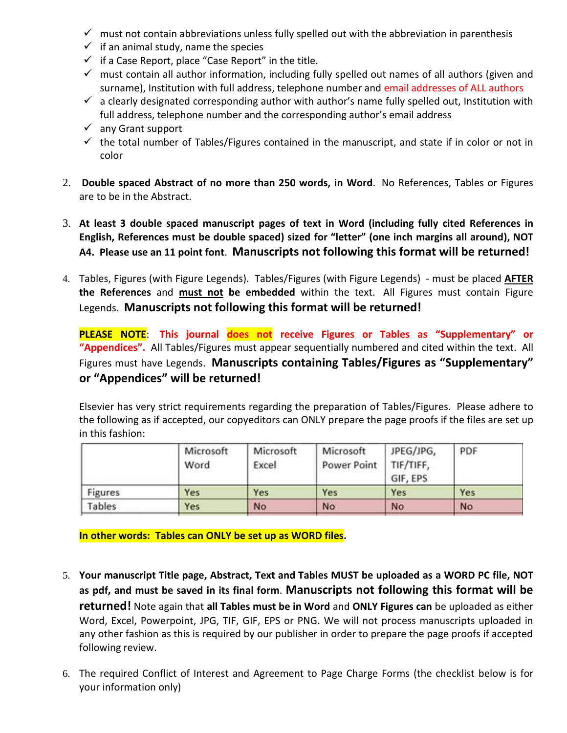- ✓ must not contain abbreviations unless fully spelled out with the abbreviation in parenthesis
- ✓ if an animal study, name the species
- ✓ if a Case Report, place "Case Report" in the title.
- ✓ must contain all author information, including fully spelled out names of all authors (given and surname), Institution with full address, telephone number and email addresses of ALL authors
- ✓ a clearly designated corresponding author with author's name fully spelled out, Institution with full address, telephone number and the corresponding author's email address
- ✓ any Grant support
- ✓ the total number of Tables/Figures contained in the manuscript, and state if in color or not in color

2. **Double spaced Abstract of no more than 250 words, in Word**. No References, Tables or Figures are to be in the Abstract.

3. **At least 3 double spaced manuscript pages of text in Word (including fully cited References in English, References must be double spaced) sized for "letter" (one inch margins all around), NOT A4. Please use an 11 point font**. **Manuscripts not following this format will be returned!**

4. Tables, Figures (with Figure Legends). Tables/Figures (with Figure Legends) - must be placed **AFTER the References** and **must not be embedded** within the text. All Figures must contain Figure Legends. **Manuscripts not following this format will be returned!**

   **PLEASE NOTE**: **This journal does not receive Figures or Tables as "Supplementary" or "Appendices".** All Tables/Figures must appear sequentially numbered and cited within the text. All Figures must have Legends. **Manuscripts containing Tables/Figures as "Supplementary" or "Appendices" will be returned!**

   Elsevier has very strict requirements regarding the preparation of Tables/Figures. Please adhere to the following as if accepted, our copyeditors can ONLY prepare the page proofs if the files are set up in this fashion:

   | | Microsoft Word | Microsoft Excel | Microsoft Power Point | JPEG/JPG, TIF/TIFF, GIF, EPS | PDF |
   |---|---|---|---|---|---|
   | Figures | Yes | Yes | Yes | Yes | Yes |
   | Tables | Yes | No | No | No | No |

   **In other words: Tables can ONLY be set up as WORD files.**

5. **Your manuscript Title page, Abstract, Text and Tables MUST be uploaded as a WORD PC file, NOT as pdf, and must be saved in its final form**. **Manuscripts not following this format will be returned!** Note again that **all Tables must be in Word** and **ONLY Figures can** be uploaded as either Word, Excel, Powerpoint, JPG, TIF, GIF, EPS or PNG. We will not process manuscripts uploaded in any other fashion as this is required by our publisher in order to prepare the page proofs if accepted following review.

6. The required Conflict of Interest and Agreement to Page Charge Forms (the checklist below is for your information only)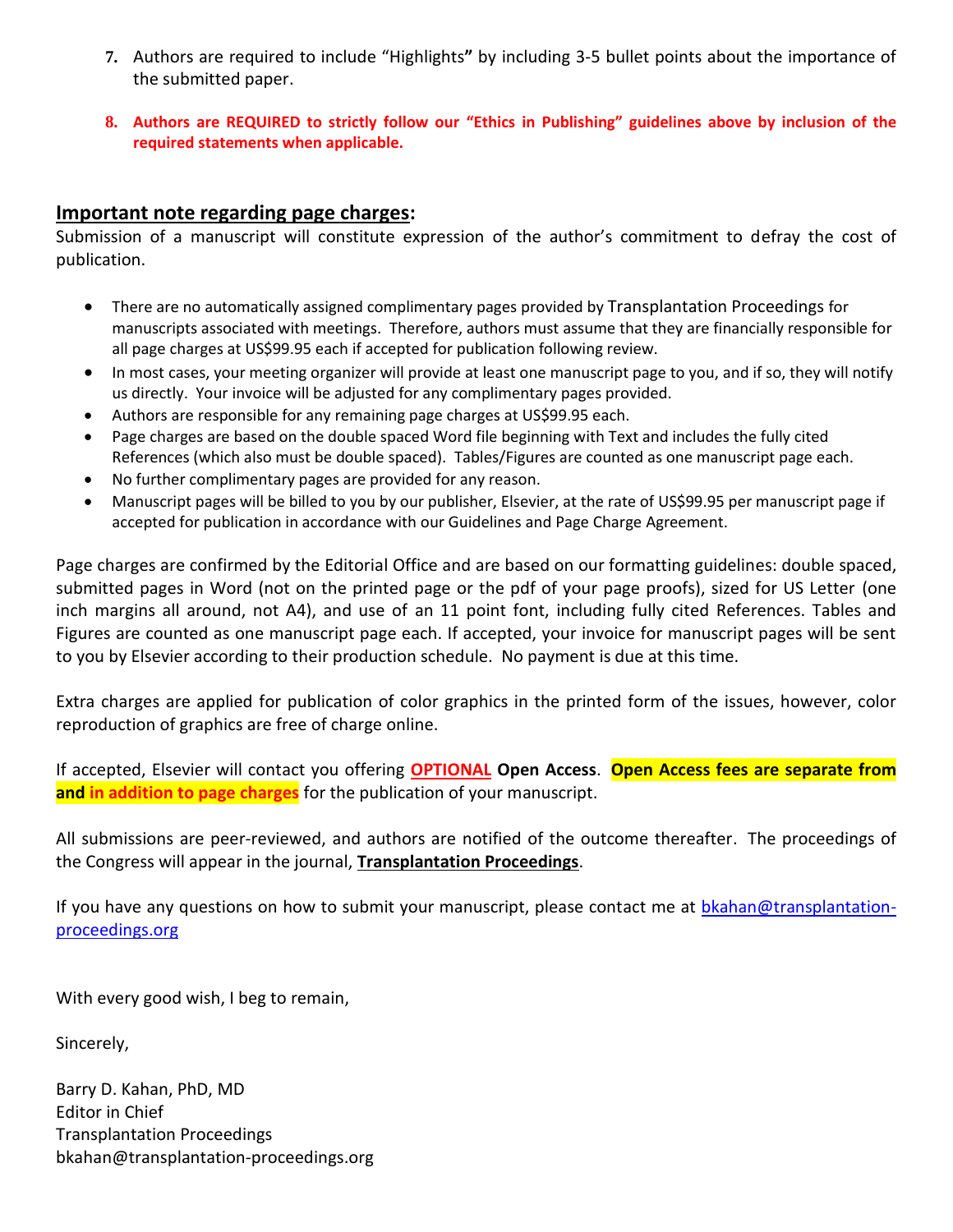7. Authors are required to include "Highlights**"** by including 3-5 bullet points about the importance of the submitted paper.

8. **Authors are REQUIRED to strictly follow our "Ethics in Publishing" guidelines above by inclusion of the required statements when applicable.**

## Important note regarding page charges:

Submission of a manuscript will constitute expression of the author's commitment to defray the cost of publication.

- There are no automatically assigned complimentary pages provided by Transplantation Proceedings for manuscripts associated with meetings. Therefore, authors must assume that they are financially responsible for all page charges at US$99.95 each if accepted for publication following review.
- In most cases, your meeting organizer will provide at least one manuscript page to you, and if so, they will notify us directly. Your invoice will be adjusted for any complimentary pages provided.
- Authors are responsible for any remaining page charges at US$99.95 each.
- Page charges are based on the double spaced Word file beginning with Text and includes the fully cited References (which also must be double spaced). Tables/Figures are counted as one manuscript page each.
- No further complimentary pages are provided for any reason.
- Manuscript pages will be billed to you by our publisher, Elsevier, at the rate of US$99.95 per manuscript page if accepted for publication in accordance with our Guidelines and Page Charge Agreement.

Page charges are confirmed by the Editorial Office and are based on our formatting guidelines: double spaced, submitted pages in Word (not on the printed page or the pdf of your page proofs), sized for US Letter (one inch margins all around, not A4), and use of an 11 point font, including fully cited References. Tables and Figures are counted as one manuscript page each. If accepted, your invoice for manuscript pages will be sent to you by Elsevier according to their production schedule. No payment is due at this time.

Extra charges are applied for publication of color graphics in the printed form of the issues, however, color reproduction of graphics are free of charge online.

If accepted, Elsevier will contact you offering **OPTIONAL** **Open Access**. **Open Access fees are separate from and in addition to page charges** for the publication of your manuscript.

All submissions are peer-reviewed, and authors are notified of the outcome thereafter. The proceedings of the Congress will appear in the journal, **Transplantation Proceedings**.

If you have any questions on how to submit your manuscript, please contact me at bkahan@transplantation-proceedings.org

With every good wish, I beg to remain,

Sincerely,

Barry D. Kahan, PhD, MD
Editor in Chief
Transplantation Proceedings
bkahan@transplantation-proceedings.org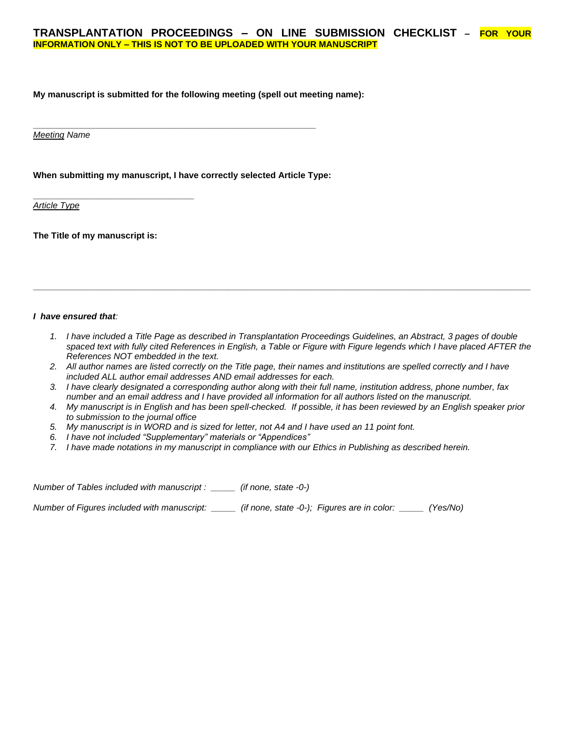# TRANSPLANTATION PROCEEDINGS – ON LINE SUBMISSION CHECKLIST – FOR YOUR INFORMATION ONLY – THIS IS NOT TO BE UPLOADED WITH YOUR MANUSCRIPT

**My manuscript is submitted for the following meeting (spell out meeting name):**

_______________________________________________________

*Meeting Name*

**When submitting my manuscript, I have correctly selected Article Type:**

_______________________________

*Article Type*

**The Title of my manuscript is:**

_______________________________________________________________________________________________

***I have ensured that:***

1. *I have included a Title Page as described in Transplantation Proceedings Guidelines, an Abstract, 3 pages of double spaced text with fully cited References in English, a Table or Figure with Figure legends which I have placed AFTER the References NOT embedded in the text.*
2. *All author names are listed correctly on the Title page, their names and institutions are spelled correctly and I have included ALL author email addresses AND email addresses for each.*
3. *I have clearly designated a corresponding author along with their full name, institution address, phone number, fax number and an email address and I have provided all information for all authors listed on the manuscript.*
4. *My manuscript is in English and has been spell-checked. If possible, it has been reviewed by an English speaker prior to submission to the journal office*
5. *My manuscript is in WORD and is sized for letter, not A4 and I have used an 11 point font.*
6. *I have not included "Supplementary" materials or "Appendices"*
7. *I have made notations in my manuscript in compliance with our Ethics in Publishing as described herein.*

*Number of Tables included with manuscript : _____ (if none, state -0-)*

*Number of Figures included with manuscript: _____ (if none, state -0-); Figures are in color: _____ (Yes/No)*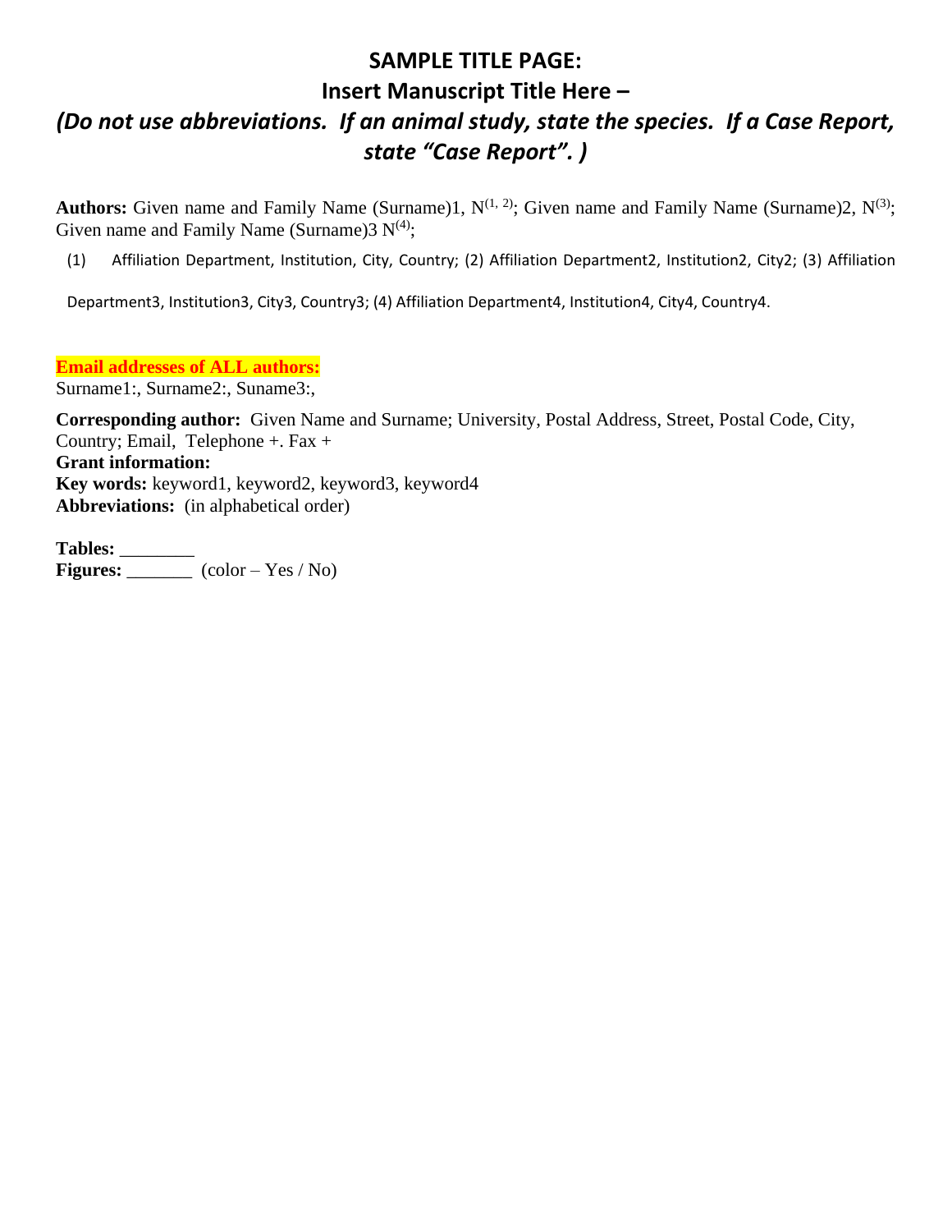# SAMPLE TITLE PAGE:

# Insert Manuscript Title Here –

## *(Do not use abbreviations. If an animal study, state the species. If a Case Report, state "Case Report". )*

**Authors:** Given name and Family Name (Surname)1, N[1, 2]; Given name and Family Name (Surname)2, N[3]; Given name and Family Name (Surname)3 N[4];

(1) Affiliation Department, Institution, City, Country; (2) Affiliation Department2, Institution2, City2; (3) Affiliation Department3, Institution3, City3, Country3; (4) Affiliation Department4, Institution4, City4, Country4.

**Email addresses of ALL authors:**
Surname1:, Surname2:, Suname3:,

**Corresponding author:** Given Name and Surname; University, Postal Address, Street, Postal Code, City, Country; Email, Telephone +. Fax +
**Grant information:**
**Key words:** keyword1, keyword2, keyword3, keyword4
**Abbreviations:** (in alphabetical order)

**Tables:** ________
**Figures:** _______ (color – Yes / No)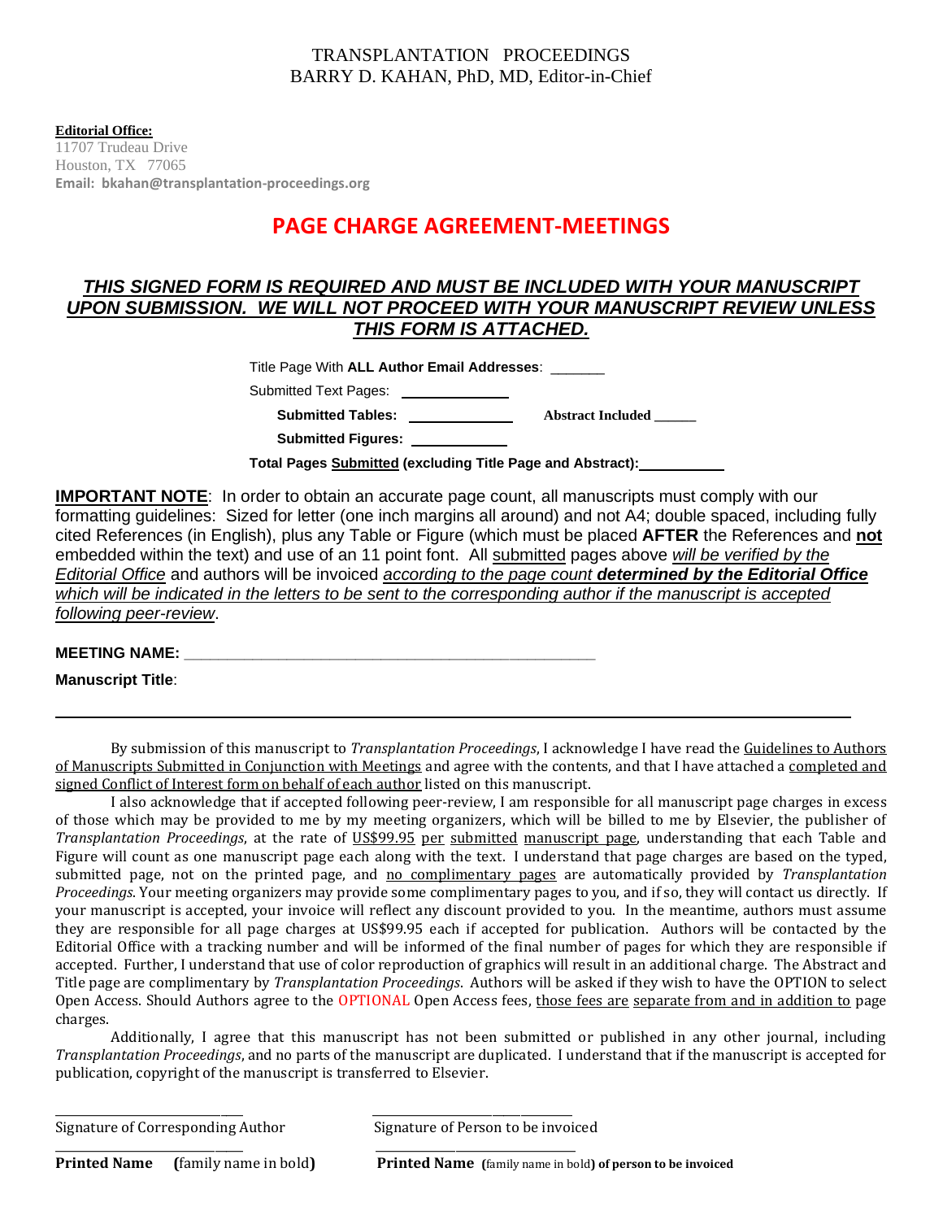TRANSPLANTATION PROCEEDINGS
BARRY D. KAHAN, PhD, MD, Editor-in-Chief

**Editorial Office:**
11707 Trudeau Drive
Houston, TX 77065
**Email: bkahan@transplantation-proceedings.org**

# PAGE CHARGE AGREEMENT-MEETINGS

***THIS SIGNED FORM IS REQUIRED AND MUST BE INCLUDED WITH YOUR MANUSCRIPT UPON SUBMISSION. WE WILL NOT PROCEED WITH YOUR MANUSCRIPT REVIEW UNLESS THIS FORM IS ATTACHED.***

Title Page With **ALL Author Email Addresses**: _______

Submitted Text Pages: ______________

**Submitted Tables:** ______________ **Abstract Included** ______

**Submitted Figures:** ______________

**Total Pages Submitted (excluding Title Page and Abstract):** ____________

**IMPORTANT NOTE**: In order to obtain an accurate page count, all manuscripts must comply with our formatting guidelines: Sized for letter (one inch margins all around) and not A4; double spaced, including fully cited References (in English), plus any Table or Figure (which must be placed **AFTER** the References and **not** embedded within the text) and use of an 11 point font. All submitted pages above *will be verified by the Editorial Office* and authors will be invoiced *according to the page count **determined by the Editorial Office** which will be indicated in the letters to be sent to the corresponding author if the manuscript is accepted following peer-review*.

**MEETING NAME:** ____________________________________________

**Manuscript Title**:

______________________________________________________________________

By submission of this manuscript to *Transplantation Proceedings*, I acknowledge I have read the Guidelines to Authors of Manuscripts Submitted in Conjunction with Meetings and agree with the contents, and that I have attached a completed and signed Conflict of Interest form on behalf of each author listed on this manuscript.

I also acknowledge that if accepted following peer-review, I am responsible for all manuscript page charges in excess of those which may be provided to me by my meeting organizers, which will be billed to me by Elsevier, the publisher of *Transplantation Proceedings*, at the rate of US$99.95 per submitted manuscript page, understanding that each Table and Figure will count as one manuscript page each along with the text. I understand that page charges are based on the typed, submitted page, not on the printed page, and no complimentary pages are automatically provided by *Transplantation Proceedings*. Your meeting organizers may provide some complimentary pages to you, and if so, they will contact us directly. If your manuscript is accepted, your invoice will reflect any discount provided to you. In the meantime, authors must assume they are responsible for all page charges at US$99.95 each if accepted for publication. Authors will be contacted by the Editorial Office with a tracking number and will be informed of the final number of pages for which they are responsible if accepted. Further, I understand that use of color reproduction of graphics will result in an additional charge. The Abstract and Title page are complimentary by *Transplantation Proceedings*. Authors will be asked if they wish to have the OPTION to select Open Access. Should Authors agree to the OPTIONAL Open Access fees, those fees are separate from and in addition to page charges.

Additionally, I agree that this manuscript has not been submitted or published in any other journal, including *Transplantation Proceedings*, and no parts of the manuscript are duplicated. I understand that if the manuscript is accepted for publication, copyright of the manuscript is transferred to Elsevier.

______________________________ ______________________________
Signature of Corresponding Author Signature of Person to be invoiced

______________________________ ______________________________
**Printed Name (**family name in bold**)** **Printed Name (**family name in bold**) of person to be invoiced**